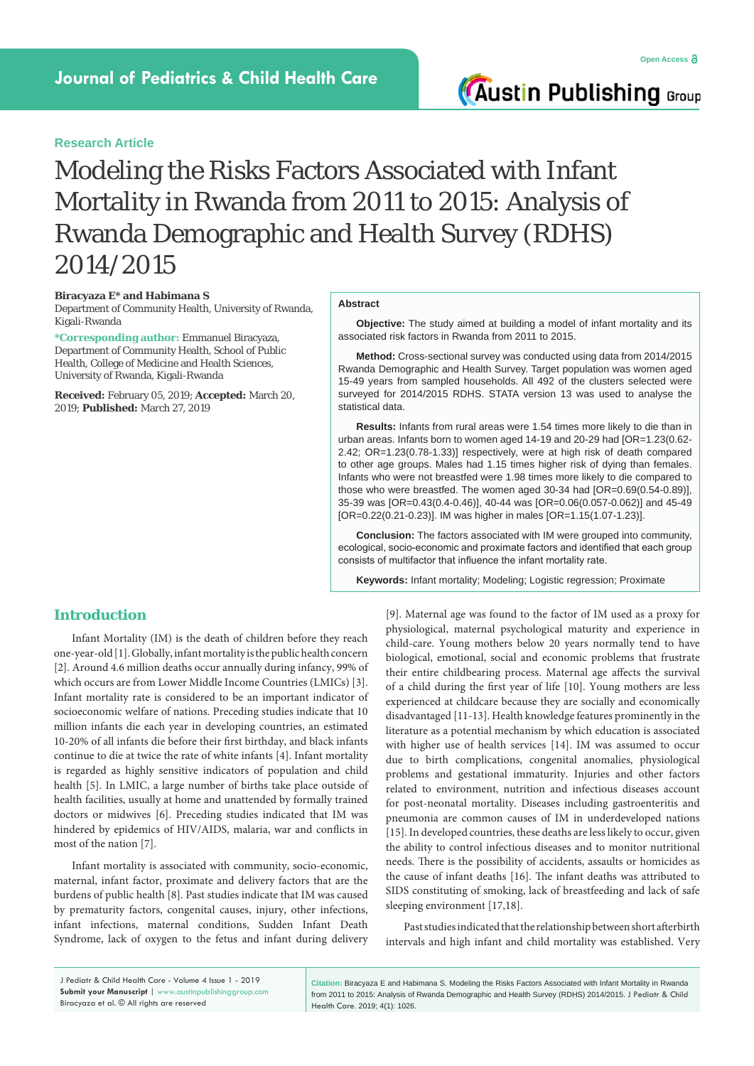Research Article

# Modeling the Risks Factors Associated with Infant Mortality in Rwanda from 2011 to 2015: Analysis of Rwanda Demographic and Health Survey (RDHS) 2014/2015

**Biracyaza E\* and Habimana S**

Department of Community Health, University of Rwanda, Kigali-Rwanda

**\*Corresponding author:** Emmanuel Biracyaza, Department of Community Health, School of Public Health, College of Medicine and Health Sciences, University of Rwanda, Kigali-Rwanda

**Received:** February 05, 2019; **Accepted:** March 20, 2019; **Published:** March 27, 2019

## Abstract

**Objective:** The study aimed at building a model of infant mortality and its associated risk factors in Rwanda from 2011 to 2015.

**Method:** Cross-sectional survey was conducted using data from 2014/2015 Rwanda Demographic and Health Survey. Target population was women aged 15-49 years from sampled households. All 492 of the clusters selected were surveyed for 2014/2015 RDHS. STATA version 13 was used to analyse the statistical data.

**Results:** Infants from rural areas were 1.54 times more likely to die than in urban areas. Infants born to women aged 14-19 and 20-29 had [OR=1.23(0.62-2.42; OR=1.23(0.78-1.33)] respectively, were at high risk of death compared to other age groups. Males had 1.15 times higher risk of dying than females. Infants who were not breastfed were 1.98 times more likely to die compared to those who were breastfed. The women aged 30-34 had [OR=0.69(0.54-0.89)], 35-39 was [OR=0.43(0.4-0.46)], 40-44 was [OR=0.06(0.057-0.062)] and 45-49 [OR=0.22(0.21-0.23)]. IM was higher in males [OR=1.15(1.07-1.23)].

**Conclusion:** The factors associated with IM were grouped into community, ecological, socio-economic and proximate factors and identified that each group consists of multifactor that influence the infant mortality rate.

**Keywords:** Infant mortality; Modeling; Logistic regression; Proximate

## Introduction

Infant Mortality (IM) is the death of children before they reach one-year-old [1]. Globally, infant mortality is the public health concern [2]. Around 4.6 million deaths occur annually during infancy, 99% of which occurs are from Lower Middle Income Countries (LMICs) [3]. Infant mortality rate is considered to be an important indicator of socioeconomic welfare of nations. Preceding studies indicate that 10 million infants die each year in developing countries, an estimated 10-20% of all infants die before their first birthday, and black infants continue to die at twice the rate of white infants [4]. Infant mortality is regarded as highly sensitive indicators of population and child health [5]. In LMIC, a large number of births take place outside of health facilities, usually at home and unattended by formally trained doctors or midwives [6]. Preceding studies indicated that IM was hindered by epidemics of HIV/AIDS, malaria, war and conflicts in most of the nation [7].

Infant mortality is associated with community, socio-economic, maternal, infant factor, proximate and delivery factors that are the burdens of public health [8]. Past studies indicate that IM was caused by prematurity factors, congenital causes, injury, other infections, infant infections, maternal conditions, Sudden Infant Death Syndrome, lack of oxygen to the fetus and infant during delivery [9]. Maternal age was found to the factor of IM used as a proxy for physiological, maternal psychological maturity and experience in child-care. Young mothers below 20 years normally tend to have biological, emotional, social and economic problems that frustrate their entire childbearing process. Maternal age affects the survival of a child during the first year of life [10]. Young mothers are less experienced at childcare because they are socially and economically disadvantaged [11-13]. Health knowledge features prominently in the literature as a potential mechanism by which education is associated with higher use of health services [14]. IM was assumed to occur due to birth complications, congenital anomalies, physiological problems and gestational immaturity. Injuries and other factors related to environment, nutrition and infectious diseases account for post-neonatal mortality. Diseases including gastroenteritis and pneumonia are common causes of IM in underdeveloped nations [15]. In developed countries, these deaths are less likely to occur, given the ability to control infectious diseases and to monitor nutritional needs. There is the possibility of accidents, assaults or homicides as the cause of infant deaths [16]. The infant deaths was attributed to SIDS constituting of smoking, lack of breastfeeding and lack of safe sleeping environment [17,18].

Past studies indicated that the relationship between short afterbirth intervals and high infant and child mortality was established. Very

**Citation:** Biracyaza E and Habimana S. Modeling the Risks Factors Associated with Infant Mortality in Rwanda from 2011 to 2015: Analysis of Rwanda Demographic and Health Survey (RDHS) 2014/2015. J Pediatr & Child Health Care. 2019; 4(1): 1026.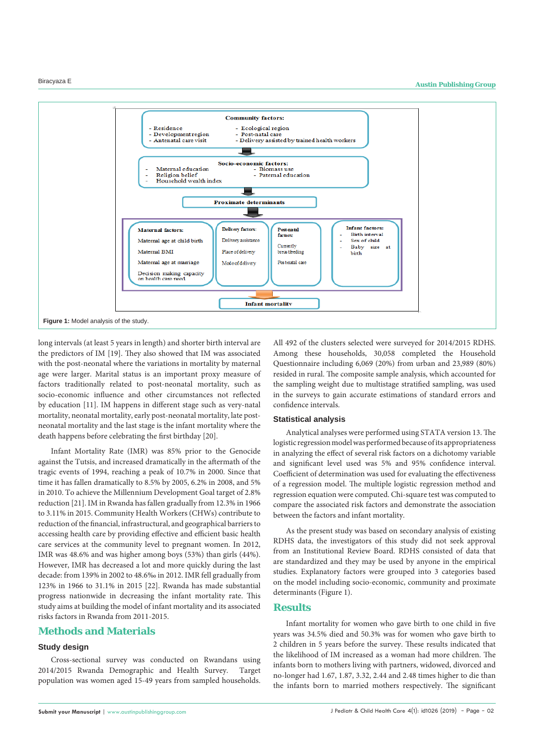Community factors:

- Residence
- Development region
- Antenatal care visit
- Ecological region
- Post-natal care
- Delivery assisted by trained health workers

Socio-economic factors:

- Maternal education
- Religion belief
- Household wealth index
- Biomass use
- Paternal education

Proximate determinants

Maternal factors:
Maternal age at child birth
Maternal BMI
Maternal age at marriage
Decision making capacity on health care need

Delivery factors:
Delivery assistance
Place of delivery
Mode of delivery

Post-natal factors:
Currently breastfeeding
Post-natal care

Infant factors:
- Birth interval
- Sex of child
- Baby size at birth

Infant mortality

**Figure 1:** Model analysis of the study.

long intervals (at least 5 years in length) and shorter birth interval are the predictors of IM [19]. They also showed that IM was associated with the post-neonatal where the variations in mortality by maternal age were larger. Marital status is an important proxy measure of factors traditionally related to post-neonatal mortality, such as socio-economic influence and other circumstances not reflected by education [11]. IM happens in different stage such as very-natal mortality, neonatal mortality, early post-neonatal mortality, late post-neonatal mortality and the last stage is the infant mortality where the death happens before celebrating the first birthday [20].

Infant Mortality Rate (IMR) was 85% prior to the Genocide against the Tutsis, and increased dramatically in the aftermath of the tragic events of 1994, reaching a peak of 10.7% in 2000. Since that time it has fallen dramatically to 8.5% by 2005, 6.2% in 2008, and 5% in 2010. To achieve the Millennium Development Goal target of 2.8% reduction [21]. IM in Rwanda has fallen gradually from 12.3% in 1966 to 3.11% in 2015. Community Health Workers (CHWs) contribute to reduction of the financial, infrastructural, and geographical barriers to accessing health care by providing effective and efficient basic health care services at the community level to pregnant women. In 2012, IMR was 48.6% and was higher among boys (53%) than girls (44%). However, IMR has decreased a lot and more quickly during the last decade: from 139% in 2002 to 48.6‰ in 2012. IMR fell gradually from 123% in 1966 to 31.1% in 2015 [22]. Rwanda has made substantial progress nationwide in decreasing the infant mortality rate. This study aims at building the model of infant mortality and its associated risks factors in Rwanda from 2011-2015.

## Methods and Materials

### Study design

Cross-sectional survey was conducted on Rwandans using 2014/2015 Rwanda Demographic and Health Survey. Target population was women aged 15-49 years from sampled households. All 492 of the clusters selected were surveyed for 2014/2015 RDHS. Among these households, 30,058 completed the Household Questionnaire including 6,069 (20%) from urban and 23,989 (80%) resided in rural. The composite sample analysis, which accounted for the sampling weight due to multistage stratified sampling, was used in the surveys to gain accurate estimations of standard errors and confidence intervals.

### Statistical analysis

Analytical analyses were performed using STATA version 13. The logistic regression model was performed because of its appropriateness in analyzing the effect of several risk factors on a dichotomy variable and significant level used was 5% and 95% confidence interval. Coefficient of determination was used for evaluating the effectiveness of a regression model. The multiple logistic regression method and regression equation were computed. Chi-square test was computed to compare the associated risk factors and demonstrate the association between the factors and infant mortality.

As the present study was based on secondary analysis of existing RDHS data, the investigators of this study did not seek approval from an Institutional Review Board. RDHS consisted of data that are standardized and they may be used by anyone in the empirical studies. Explanatory factors were grouped into 3 categories based on the model including socio-economic, community and proximate determinants (Figure 1).

## Results

Infant mortality for women who gave birth to one child in five years was 34.5% died and 50.3% was for women who gave birth to 2 children in 5 years before the survey. These results indicated that the likelihood of IM increased as a woman had more children. The infants born to mothers living with partners, widowed, divorced and no-longer had 1.67, 1.87, 3.32, 2.44 and 2.48 times higher to die than the infants born to married mothers respectively. The significant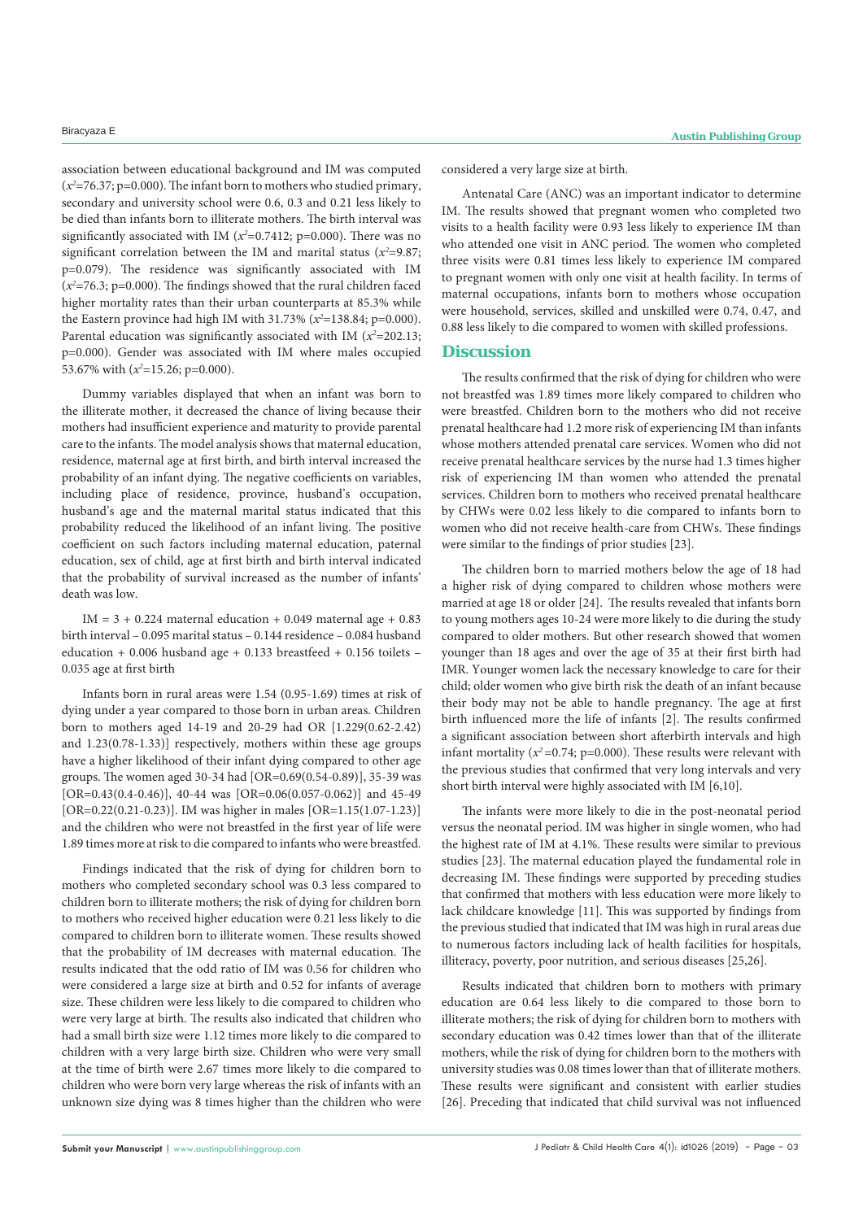association between educational background and IM was computed ($x^2$=76.37; p=0.000). The infant born to mothers who studied primary, secondary and university school were 0.6, 0.3 and 0.21 less likely to be died than infants born to illiterate mothers. The birth interval was significantly associated with IM ($x^2$=0.7412; p=0.000). There was no significant correlation between the IM and marital status ($x^2$=9.87; p=0.079). The residence was significantly associated with IM ($x^2$=76.3; p=0.000). The findings showed that the rural children faced higher mortality rates than their urban counterparts at 85.3% while the Eastern province had high IM with 31.73% ($x^2$=138.84; p=0.000). Parental education was significantly associated with IM ($x^2$=202.13; p=0.000). Gender was associated with IM where males occupied 53.67% with ($x^2$=15.26; p=0.000).

Dummy variables displayed that when an infant was born to the illiterate mother, it decreased the chance of living because their mothers had insufficient experience and maturity to provide parental care to the infants. The model analysis shows that maternal education, residence, maternal age at first birth, and birth interval increased the probability of an infant dying. The negative coefficients on variables, including place of residence, province, husband's occupation, husband's age and the maternal marital status indicated that this probability reduced the likelihood of an infant living. The positive coefficient on such factors including maternal education, paternal education, sex of child, age at first birth and birth interval indicated that the probability of survival increased as the number of infants' death was low.

IM = 3 + 0.224 maternal education + 0.049 maternal age + 0.83 birth interval – 0.095 marital status – 0.144 residence – 0.084 husband education + 0.006 husband age + 0.133 breastfeed + 0.156 toilets – 0.035 age at first birth

Infants born in rural areas were 1.54 (0.95-1.69) times at risk of dying under a year compared to those born in urban areas. Children born to mothers aged 14-19 and 20-29 had OR [1.229(0.62-2.42) and 1.23(0.78-1.33)] respectively, mothers within these age groups have a higher likelihood of their infant dying compared to other age groups. The women aged 30-34 had [OR=0.69(0.54-0.89)], 35-39 was [OR=0.43(0.4-0.46)], 40-44 was [OR=0.06(0.057-0.062)] and 45-49 [OR=0.22(0.21-0.23)]. IM was higher in males [OR=1.15(1.07-1.23)] and the children who were not breastfed in the first year of life were 1.89 times more at risk to die compared to infants who were breastfed.

Findings indicated that the risk of dying for children born to mothers who completed secondary school was 0.3 less compared to children born to illiterate mothers; the risk of dying for children born to mothers who received higher education were 0.21 less likely to die compared to children born to illiterate women. These results showed that the probability of IM decreases with maternal education. The results indicated that the odd ratio of IM was 0.56 for children who were considered a large size at birth and 0.52 for infants of average size. These children were less likely to die compared to children who were very large at birth. The results also indicated that children who had a small birth size were 1.12 times more likely to die compared to children with a very large birth size. Children who were very small at the time of birth were 2.67 times more likely to die compared to children who were born very large whereas the risk of infants with an unknown size dying was 8 times higher than the children who were considered a very large size at birth.

Antenatal Care (ANC) was an important indicator to determine IM. The results showed that pregnant women who completed two visits to a health facility were 0.93 less likely to experience IM than who attended one visit in ANC period. The women who completed three visits were 0.81 times less likely to experience IM compared to pregnant women with only one visit at health facility. In terms of maternal occupations, infants born to mothers whose occupation were household, services, skilled and unskilled were 0.74, 0.47, and 0.88 less likely to die compared to women with skilled professions.

## Discussion

The results confirmed that the risk of dying for children who were not breastfed was 1.89 times more likely compared to children who were breastfed. Children born to the mothers who did not receive prenatal healthcare had 1.2 more risk of experiencing IM than infants whose mothers attended prenatal care services. Women who did not receive prenatal healthcare services by the nurse had 1.3 times higher risk of experiencing IM than women who attended the prenatal services. Children born to mothers who received prenatal healthcare by CHWs were 0.02 less likely to die compared to infants born to women who did not receive health-care from CHWs. These findings were similar to the findings of prior studies [23].

The children born to married mothers below the age of 18 had a higher risk of dying compared to children whose mothers were married at age 18 or older [24]. The results revealed that infants born to young mothers ages 10-24 were more likely to die during the study compared to older mothers. But other research showed that women younger than 18 ages and over the age of 35 at their first birth had IMR. Younger women lack the necessary knowledge to care for their child; older women who give birth risk the death of an infant because their body may not be able to handle pregnancy. The age at first birth influenced more the life of infants [2]. The results confirmed a significant association between short afterbirth intervals and high infant mortality ($x^2$=0.74; p=0.000). These results were relevant with the previous studies that confirmed that very long intervals and very short birth interval were highly associated with IM [6,10].

The infants were more likely to die in the post-neonatal period versus the neonatal period. IM was higher in single women, who had the highest rate of IM at 4.1%. These results were similar to previous studies [23]. The maternal education played the fundamental role in decreasing IM. These findings were supported by preceding studies that confirmed that mothers with less education were more likely to lack childcare knowledge [11]. This was supported by findings from the previous studied that indicated that IM was high in rural areas due to numerous factors including lack of health facilities for hospitals, illiteracy, poverty, poor nutrition, and serious diseases [25,26].

Results indicated that children born to mothers with primary education are 0.64 less likely to die compared to those born to illiterate mothers; the risk of dying for children born to mothers with secondary education was 0.42 times lower than that of the illiterate mothers, while the risk of dying for children born to the mothers with university studies was 0.08 times lower than that of illiterate mothers. These results were significant and consistent with earlier studies [26]. Preceding that indicated that child survival was not influenced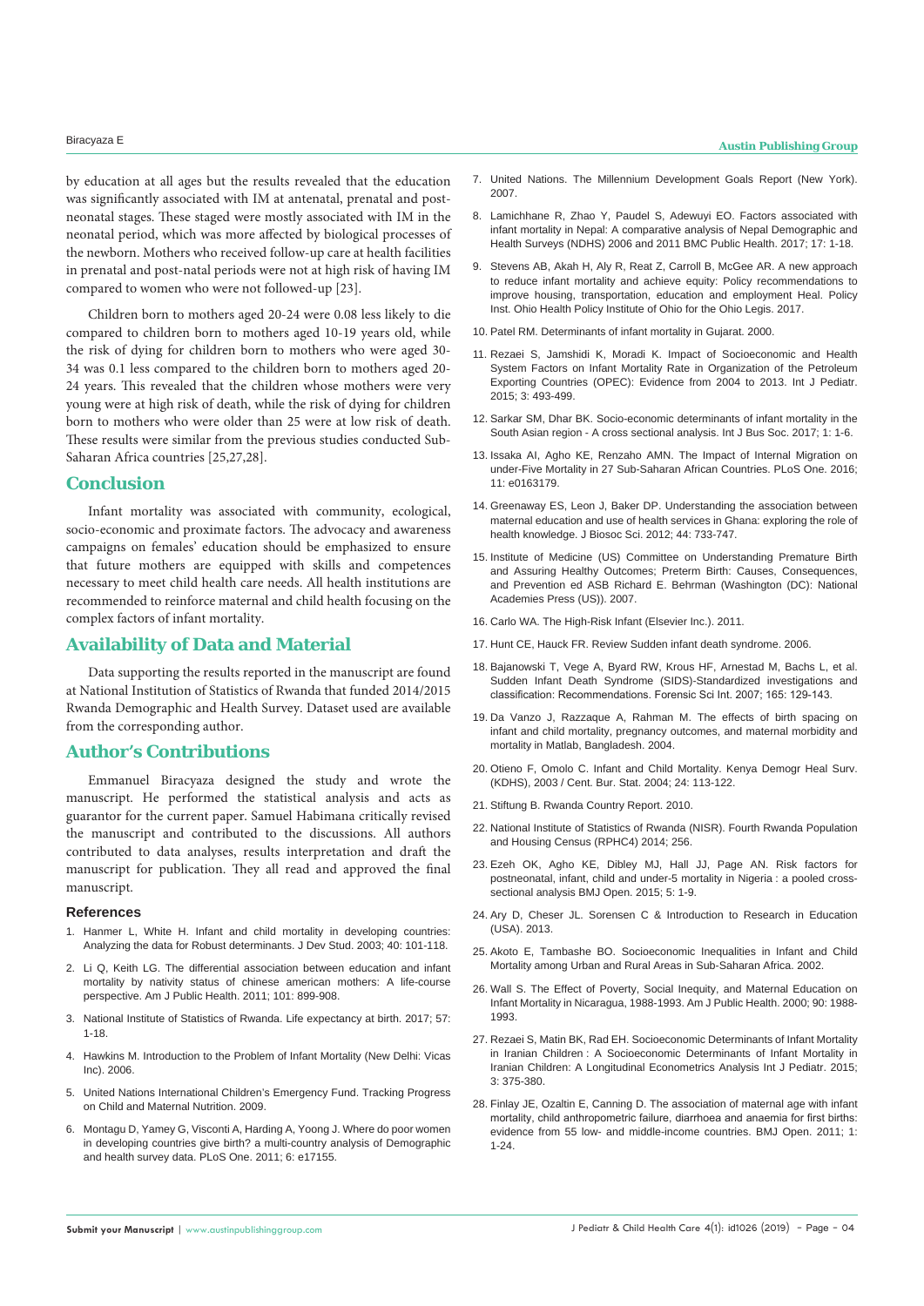by education at all ages but the results revealed that the education was significantly associated with IM at antenatal, prenatal and post-neonatal stages. These staged were mostly associated with IM in the neonatal period, which was more affected by biological processes of the newborn. Mothers who received follow-up care at health facilities in prenatal and post-natal periods were not at high risk of having IM compared to women who were not followed-up [23].

Children born to mothers aged 20-24 were 0.08 less likely to die compared to children born to mothers aged 10-19 years old, while the risk of dying for children born to mothers who were aged 30-34 was 0.1 less compared to the children born to mothers aged 20-24 years. This revealed that the children whose mothers were very young were at high risk of death, while the risk of dying for children born to mothers who were older than 25 were at low risk of death. These results were similar from the previous studies conducted Sub-Saharan Africa countries [25,27,28].

## Conclusion

Infant mortality was associated with community, ecological, socio-economic and proximate factors. The advocacy and awareness campaigns on females' education should be emphasized to ensure that future mothers are equipped with skills and competences necessary to meet child health care needs. All health institutions are recommended to reinforce maternal and child health focusing on the complex factors of infant mortality.

## Availability of Data and Material

Data supporting the results reported in the manuscript are found at National Institution of Statistics of Rwanda that funded 2014/2015 Rwanda Demographic and Health Survey. Dataset used are available from the corresponding author.

## Author's Contributions

Emmanuel Biracyaza designed the study and wrote the manuscript. He performed the statistical analysis and acts as guarantor for the current paper. Samuel Habimana critically revised the manuscript and contributed to the discussions. All authors contributed to data analyses, results interpretation and draft the manuscript for publication. They all read and approved the final manuscript.

### References

1. Hanmer L, White H. Infant and child mortality in developing countries: Analyzing the data for Robust determinants. J Dev Stud. 2003; 40: 101-118.
2. Li Q, Keith LG. The differential association between education and infant mortality by nativity status of chinese american mothers: A life-course perspective. Am J Public Health. 2011; 101: 899-908.
3. National Institute of Statistics of Rwanda. Life expectancy at birth. 2017; 57: 1-18.
4. Hawkins M. Introduction to the Problem of Infant Mortality (New Delhi: Vicas Inc). 2006.
5. United Nations International Children's Emergency Fund. Tracking Progress on Child and Maternal Nutrition. 2009.
6. Montagu D, Yamey G, Visconti A, Harding A, Yoong J. Where do poor women in developing countries give birth? a multi-country analysis of Demographic and health survey data. PLoS One. 2011; 6: e17155.
7. United Nations. The Millennium Development Goals Report (New York). 2007.
8. Lamichhane R, Zhao Y, Paudel S, Adewuyi EO. Factors associated with infant mortality in Nepal: A comparative analysis of Nepal Demographic and Health Surveys (NDHS) 2006 and 2011 BMC Public Health. 2017; 17: 1-18.
9. Stevens AB, Akah H, Aly R, Reat Z, Carroll B, McGee AR. A new approach to reduce infant mortality and achieve equity: Policy recommendations to improve housing, transportation, education and employment Heal. Policy Inst. Ohio Health Policy Institute of Ohio for the Ohio Legis. 2017.
10. Patel RM. Determinants of infant mortality in Gujarat. 2000.
11. Rezaei S, Jamshidi K, Moradi K. Impact of Socioeconomic and Health System Factors on Infant Mortality Rate in Organization of the Petroleum Exporting Countries (OPEC): Evidence from 2004 to 2013. Int J Pediatr. 2015; 3: 493-499.
12. Sarkar SM, Dhar BK. Socio-economic determinants of infant mortality in the South Asian region - A cross sectional analysis. Int J Bus Soc. 2017; 1: 1-6.
13. Issaka AI, Agho KE, Renzaho AMN. The Impact of Internal Migration on under-Five Mortality in 27 Sub-Saharan African Countries. PLoS One. 2016; 11: e0163179.
14. Greenaway ES, Leon J, Baker DP. Understanding the association between maternal education and use of health services in Ghana: exploring the role of health knowledge. J Biosoc Sci. 2012; 44: 733-747.
15. Institute of Medicine (US) Committee on Understanding Premature Birth and Assuring Healthy Outcomes; Preterm Birth: Causes, Consequences, and Prevention ed ASB Richard E. Behrman (Washington (DC): National Academies Press (US)). 2007.
16. Carlo WA. The High-Risk Infant (Elsevier Inc.). 2011.
17. Hunt CE, Hauck FR. Review Sudden infant death syndrome. 2006.
18. Bajanowski T, Vege A, Byard RW, Krous HF, Arnestad M, Bachs L, et al. Sudden Infant Death Syndrome (SIDS)-Standardized investigations and classification: Recommendations. Forensic Sci Int. 2007; 165: 129-143.
19. Da Vanzo J, Razzaque A, Rahman M. The effects of birth spacing on infant and child mortality, pregnancy outcomes, and maternal morbidity and mortality in Matlab, Bangladesh. 2004.
20. Otieno F, Omolo C. Infant and Child Mortality. Kenya Demogr Heal Surv. (KDHS), 2003 / Cent. Bur. Stat. 2004; 24: 113-122.
21. Stiftung B. Rwanda Country Report. 2010.
22. National Institute of Statistics of Rwanda (NISR). Fourth Rwanda Population and Housing Census (RPHC4) 2014; 256.
23. Ezeh OK, Agho KE, Dibley MJ, Hall JJ, Page AN. Risk factors for postneonatal, infant, child and under-5 mortality in Nigeria : a pooled cross-sectional analysis BMJ Open. 2015; 5: 1-9.
24. Ary D, Cheser JL. Sorensen C & Introduction to Research in Education (USA). 2013.
25. Akoto E, Tambashe BO. Socioeconomic Inequalities in Infant and Child Mortality among Urban and Rural Areas in Sub-Saharan Africa. 2002.
26. Wall S. The Effect of Poverty, Social Inequity, and Maternal Education on Infant Mortality in Nicaragua, 1988-1993. Am J Public Health. 2000; 90: 1988-1993.
27. Rezaei S, Matin BK, Rad EH. Socioeconomic Determinants of Infant Mortality in Iranian Children : A Socioeconomic Determinants of Infant Mortality in Iranian Children: A Longitudinal Econometrics Analysis Int J Pediatr. 2015; 3: 375-380.
28. Finlay JE, Ozaltin E, Canning D. The association of maternal age with infant mortality, child anthropometric failure, diarrhoea and anaemia for first births: evidence from 55 low- and middle-income countries. BMJ Open. 2011; 1: 1-24.